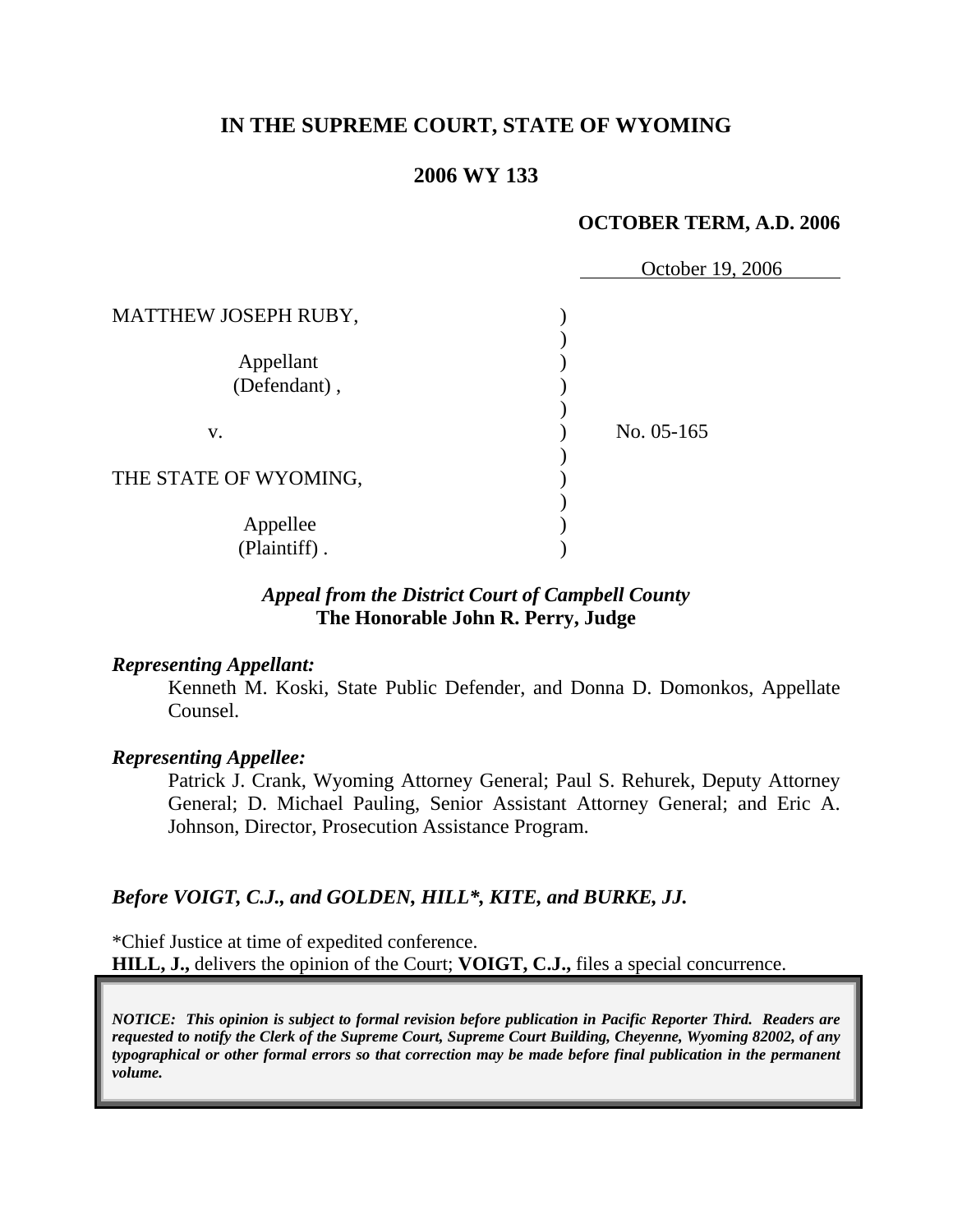# IN THE SUPREME COURT, STATE OF WYOMING

## 2006 WY 133

**OCTOBER TERM, A.D. 2006**

October 19, 2006

| | | |
|---|---|---|
| MATTHEW JOSEPH RUBY, | ) | |
| | ) | |
| Appellant | ) | |
| (Defendant) , | ) | |
| | ) | |
| v. | ) | No. 05-165 |
| | ) | |
| THE STATE OF WYOMING, | ) | |
| | ) | |
| Appellee | ) | |
| (Plaintiff) . | ) | |

***Appeal from the District Court of Campbell County***
**The Honorable John R. Perry, Judge**

***Representing Appellant:***

Kenneth M. Koski, State Public Defender, and Donna D. Domonkos, Appellate Counsel.

***Representing Appellee:***

Patrick J. Crank, Wyoming Attorney General; Paul S. Rehurek, Deputy Attorney General; D. Michael Pauling, Senior Assistant Attorney General; and Eric A. Johnson, Director, Prosecution Assistance Program.

***Before VOIGT, C.J., and GOLDEN, HILL\*, KITE, and BURKE, JJ.***

\*Chief Justice at time of expedited conference.
**HILL, J.,** delivers the opinion of the Court; **VOIGT, C.J.,** files a special concurrence.

***NOTICE: This opinion is subject to formal revision before publication in Pacific Reporter Third. Readers are requested to notify the Clerk of the Supreme Court, Supreme Court Building, Cheyenne, Wyoming 82002, of any typographical or other formal errors so that correction may be made before final publication in the permanent volume.***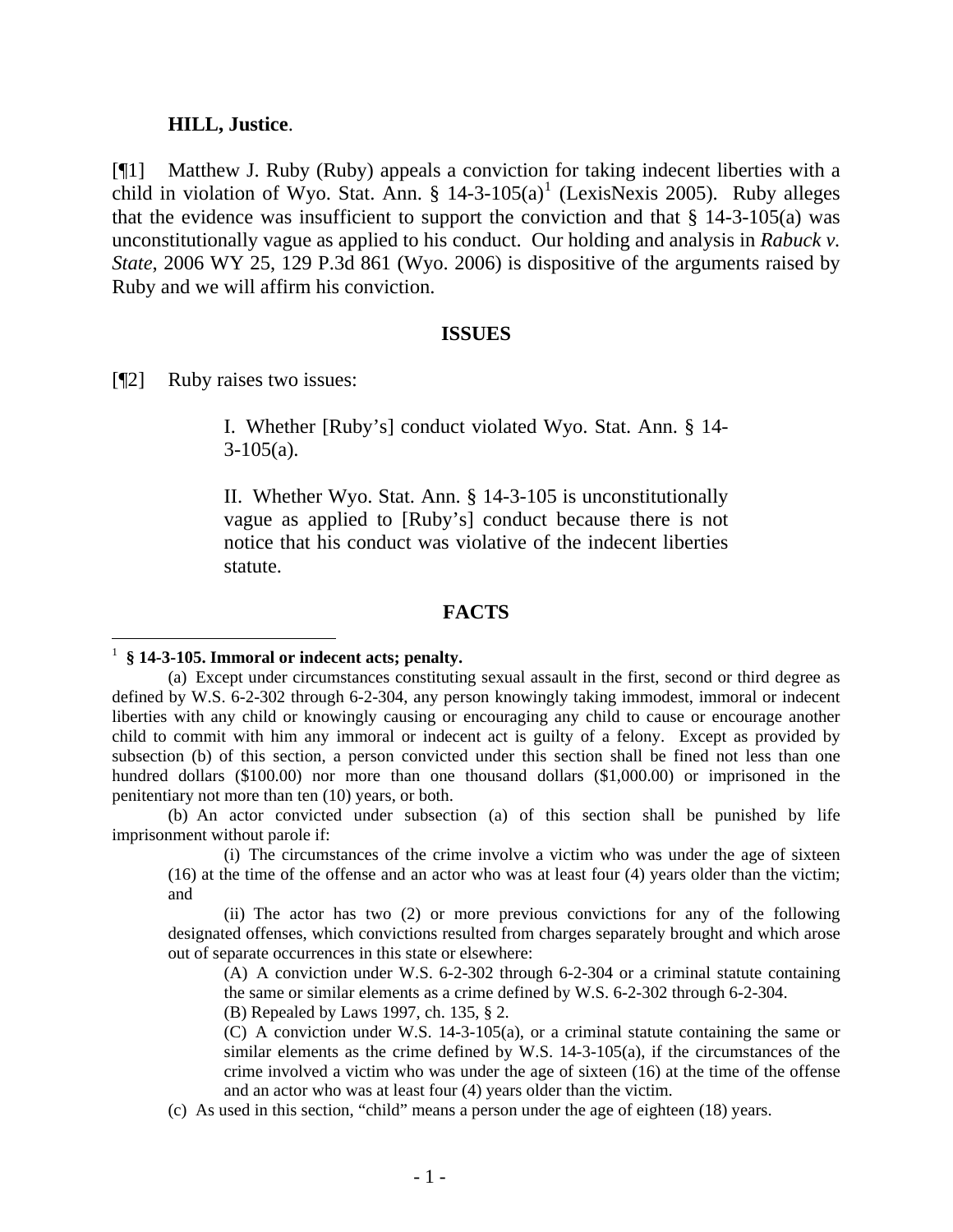**HILL, Justice**.

[¶1] Matthew J. Ruby (Ruby) appeals a conviction for taking indecent liberties with a child in violation of Wyo. Stat. Ann. § 14-3-105(a)[1] (LexisNexis 2005). Ruby alleges that the evidence was insufficient to support the conviction and that § 14-3-105(a) was unconstitutionally vague as applied to his conduct. Our holding and analysis in *Rabuck v. State*, 2006 WY 25, 129 P.3d 861 (Wyo. 2006) is dispositive of the arguments raised by Ruby and we will affirm his conviction.

## ISSUES

[¶2] Ruby raises two issues:

> I. Whether [Ruby's] conduct violated Wyo. Stat. Ann. § 14-3-105(a).
>
> II. Whether Wyo. Stat. Ann. § 14-3-105 is unconstitutionally vague as applied to [Ruby's] conduct because there is not notice that his conduct was violative of the indecent liberties statute.

## FACTS

---

[1] **§ 14-3-105. Immoral or indecent acts; penalty.**

(a) Except under circumstances constituting sexual assault in the first, second or third degree as defined by W.S. 6-2-302 through 6-2-304, any person knowingly taking immodest, immoral or indecent liberties with any child or knowingly causing or encouraging any child to cause or encourage another child to commit with him any immoral or indecent act is guilty of a felony. Except as provided by subsection (b) of this section, a person convicted under this section shall be fined not less than one hundred dollars ($100.00) nor more than one thousand dollars ($1,000.00) or imprisoned in the penitentiary not more than ten (10) years, or both.

(b) An actor convicted under subsection (a) of this section shall be punished by life imprisonment without parole if:

(i) The circumstances of the crime involve a victim who was under the age of sixteen (16) at the time of the offense and an actor who was at least four (4) years older than the victim; and

(ii) The actor has two (2) or more previous convictions for any of the following designated offenses, which convictions resulted from charges separately brought and which arose out of separate occurrences in this state or elsewhere:

(A) A conviction under W.S. 6-2-302 through 6-2-304 or a criminal statute containing the same or similar elements as a crime defined by W.S. 6-2-302 through 6-2-304.

(B) Repealed by Laws 1997, ch. 135, § 2.

(C) A conviction under W.S. 14-3-105(a), or a criminal statute containing the same or similar elements as the crime defined by W.S. 14-3-105(a), if the circumstances of the crime involved a victim who was under the age of sixteen (16) at the time of the offense and an actor who was at least four (4) years older than the victim.

(c) As used in this section, "child" means a person under the age of eighteen (18) years.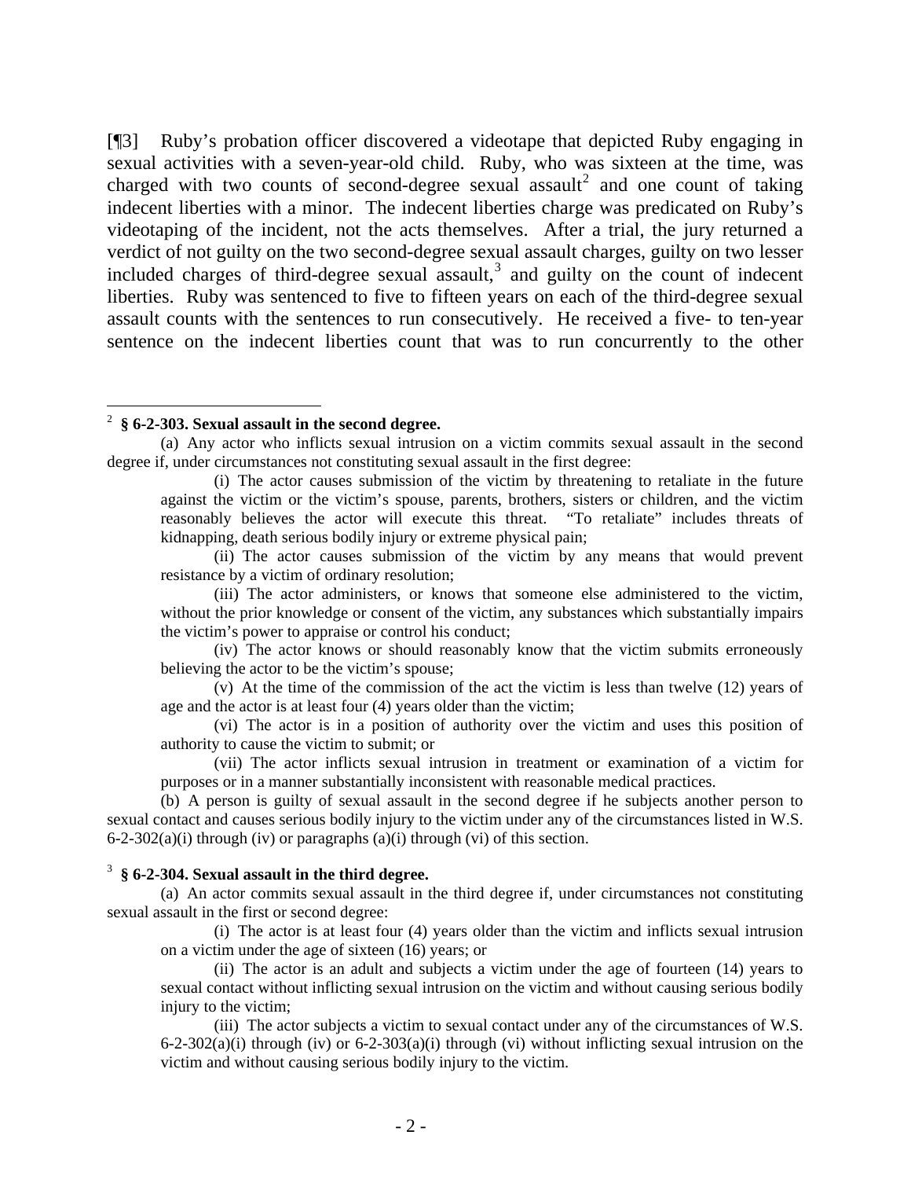[¶3] Ruby's probation officer discovered a videotape that depicted Ruby engaging in sexual activities with a seven-year-old child. Ruby, who was sixteen at the time, was charged with two counts of second-degree sexual assault[2] and one count of taking indecent liberties with a minor. The indecent liberties charge was predicated on Ruby's videotaping of the incident, not the acts themselves. After a trial, the jury returned a verdict of not guilty on the two second-degree sexual assault charges, guilty on two lesser included charges of third-degree sexual assault,[3] and guilty on the count of indecent liberties. Ruby was sentenced to five to fifteen years on each of the third-degree sexual assault counts with the sentences to run consecutively. He received a five- to ten-year sentence on the indecent liberties count that was to run concurrently to the other

---

[2] **§ 6-2-303. Sexual assault in the second degree.**

(a) Any actor who inflicts sexual intrusion on a victim commits sexual assault in the second degree if, under circumstances not constituting sexual assault in the first degree:

(i) The actor causes submission of the victim by threatening to retaliate in the future against the victim or the victim's spouse, parents, brothers, sisters or children, and the victim reasonably believes the actor will execute this threat. "To retaliate" includes threats of kidnapping, death serious bodily injury or extreme physical pain;

(ii) The actor causes submission of the victim by any means that would prevent resistance by a victim of ordinary resolution;

(iii) The actor administers, or knows that someone else administered to the victim, without the prior knowledge or consent of the victim, any substances which substantially impairs the victim's power to appraise or control his conduct;

(iv) The actor knows or should reasonably know that the victim submits erroneously believing the actor to be the victim's spouse;

(v) At the time of the commission of the act the victim is less than twelve (12) years of age and the actor is at least four (4) years older than the victim;

(vi) The actor is in a position of authority over the victim and uses this position of authority to cause the victim to submit; or

(vii) The actor inflicts sexual intrusion in treatment or examination of a victim for purposes or in a manner substantially inconsistent with reasonable medical practices.

(b) A person is guilty of sexual assault in the second degree if he subjects another person to sexual contact and causes serious bodily injury to the victim under any of the circumstances listed in W.S. 6-2-302(a)(i) through (iv) or paragraphs (a)(i) through (vi) of this section.

[3] **§ 6-2-304. Sexual assault in the third degree.**

(a) An actor commits sexual assault in the third degree if, under circumstances not constituting sexual assault in the first or second degree:

(i) The actor is at least four (4) years older than the victim and inflicts sexual intrusion on a victim under the age of sixteen (16) years; or

(ii) The actor is an adult and subjects a victim under the age of fourteen (14) years to sexual contact without inflicting sexual intrusion on the victim and without causing serious bodily injury to the victim;

(iii) The actor subjects a victim to sexual contact under any of the circumstances of W.S. 6-2-302(a)(i) through (iv) or 6-2-303(a)(i) through (vi) without inflicting sexual intrusion on the victim and without causing serious bodily injury to the victim.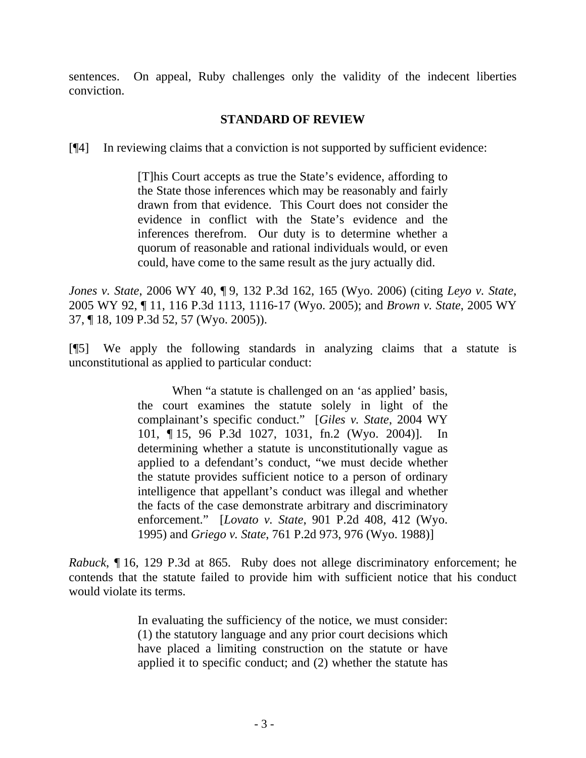sentences. On appeal, Ruby challenges only the validity of the indecent liberties conviction.

### STANDARD OF REVIEW

[¶4] In reviewing claims that a conviction is not supported by sufficient evidence:

> [T]his Court accepts as true the State's evidence, affording to the State those inferences which may be reasonably and fairly drawn from that evidence. This Court does not consider the evidence in conflict with the State's evidence and the inferences therefrom. Our duty is to determine whether a quorum of reasonable and rational individuals would, or even could, have come to the same result as the jury actually did.

*Jones v. State*, 2006 WY 40, ¶ 9, 132 P.3d 162, 165 (Wyo. 2006) (citing *Leyo v. State*, 2005 WY 92, ¶ 11, 116 P.3d 1113, 1116-17 (Wyo. 2005); and *Brown v. State*, 2005 WY 37, ¶ 18, 109 P.3d 52, 57 (Wyo. 2005)).

[¶5] We apply the following standards in analyzing claims that a statute is unconstitutional as applied to particular conduct:

> When "a statute is challenged on an 'as applied' basis, the court examines the statute solely in light of the complainant's specific conduct." [*Giles v. State*, 2004 WY 101, ¶ 15, 96 P.3d 1027, 1031, fn.2 (Wyo. 2004)]. In determining whether a statute is unconstitutionally vague as applied to a defendant's conduct, "we must decide whether the statute provides sufficient notice to a person of ordinary intelligence that appellant's conduct was illegal and whether the facts of the case demonstrate arbitrary and discriminatory enforcement." [*Lovato v. State*, 901 P.2d 408, 412 (Wyo. 1995) and *Griego v. State*, 761 P.2d 973, 976 (Wyo. 1988)]

*Rabuck*, ¶ 16, 129 P.3d at 865. Ruby does not allege discriminatory enforcement; he contends that the statute failed to provide him with sufficient notice that his conduct would violate its terms.

> In evaluating the sufficiency of the notice, we must consider: (1) the statutory language and any prior court decisions which have placed a limiting construction on the statute or have applied it to specific conduct; and (2) whether the statute has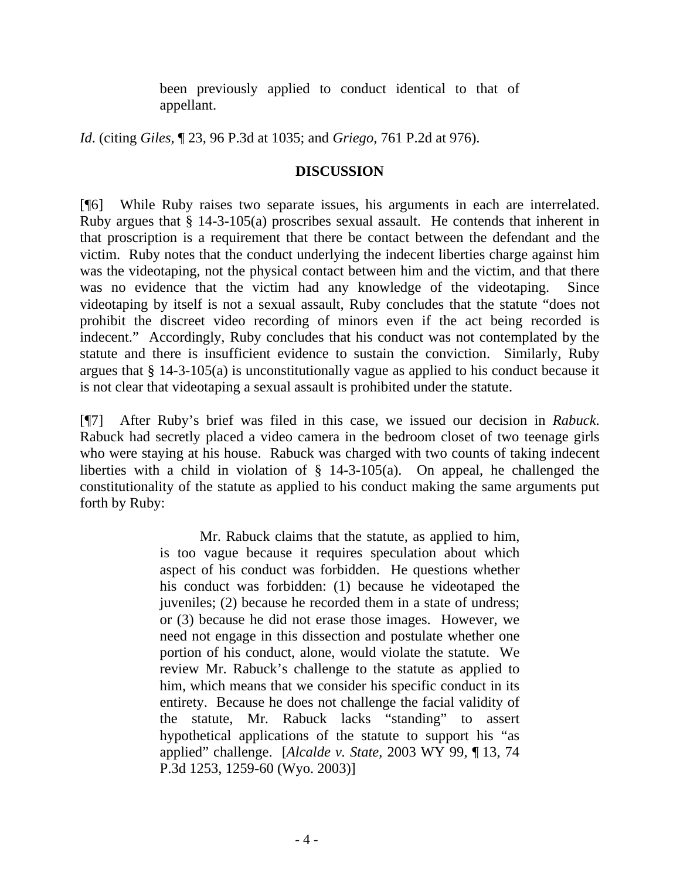> been previously applied to conduct identical to that of appellant.

*Id*. (citing *Giles*, ¶ 23, 96 P.3d at 1035; and *Griego*, 761 P.2d at 976).

**DISCUSSION**

[¶6] While Ruby raises two separate issues, his arguments in each are interrelated. Ruby argues that § 14-3-105(a) proscribes sexual assault. He contends that inherent in that proscription is a requirement that there be contact between the defendant and the victim. Ruby notes that the conduct underlying the indecent liberties charge against him was the videotaping, not the physical contact between him and the victim, and that there was no evidence that the victim had any knowledge of the videotaping. Since videotaping by itself is not a sexual assault, Ruby concludes that the statute "does not prohibit the discreet video recording of minors even if the act being recorded is indecent." Accordingly, Ruby concludes that his conduct was not contemplated by the statute and there is insufficient evidence to sustain the conviction. Similarly, Ruby argues that § 14-3-105(a) is unconstitutionally vague as applied to his conduct because it is not clear that videotaping a sexual assault is prohibited under the statute.

[¶7] After Ruby's brief was filed in this case, we issued our decision in *Rabuck*. Rabuck had secretly placed a video camera in the bedroom closet of two teenage girls who were staying at his house. Rabuck was charged with two counts of taking indecent liberties with a child in violation of § 14-3-105(a). On appeal, he challenged the constitutionality of the statute as applied to his conduct making the same arguments put forth by Ruby:

> Mr. Rabuck claims that the statute, as applied to him, is too vague because it requires speculation about which aspect of his conduct was forbidden. He questions whether his conduct was forbidden: (1) because he videotaped the juveniles; (2) because he recorded them in a state of undress; or (3) because he did not erase those images. However, we need not engage in this dissection and postulate whether one portion of his conduct, alone, would violate the statute. We review Mr. Rabuck's challenge to the statute as applied to him, which means that we consider his specific conduct in its entirety. Because he does not challenge the facial validity of the statute, Mr. Rabuck lacks "standing" to assert hypothetical applications of the statute to support his "as applied" challenge. [*Alcalde v. State*, 2003 WY 99, ¶ 13, 74 P.3d 1253, 1259-60 (Wyo. 2003)]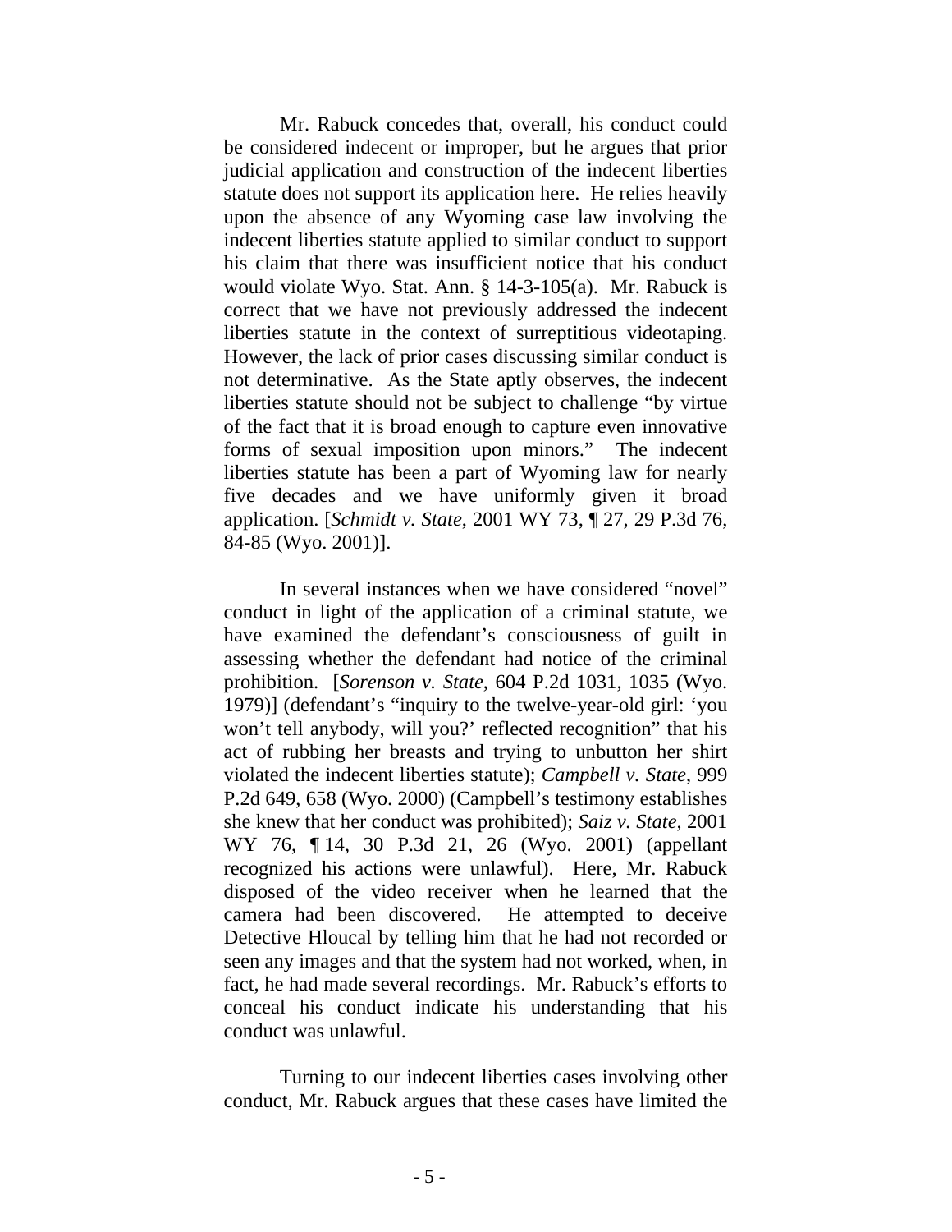Mr. Rabuck concedes that, overall, his conduct could be considered indecent or improper, but he argues that prior judicial application and construction of the indecent liberties statute does not support its application here. He relies heavily upon the absence of any Wyoming case law involving the indecent liberties statute applied to similar conduct to support his claim that there was insufficient notice that his conduct would violate Wyo. Stat. Ann. § 14-3-105(a). Mr. Rabuck is correct that we have not previously addressed the indecent liberties statute in the context of surreptitious videotaping. However, the lack of prior cases discussing similar conduct is not determinative. As the State aptly observes, the indecent liberties statute should not be subject to challenge "by virtue of the fact that it is broad enough to capture even innovative forms of sexual imposition upon minors." The indecent liberties statute has been a part of Wyoming law for nearly five decades and we have uniformly given it broad application. [*Schmidt v. State*, 2001 WY 73, ¶ 27, 29 P.3d 76, 84-85 (Wyo. 2001)].

In several instances when we have considered "novel" conduct in light of the application of a criminal statute, we have examined the defendant's consciousness of guilt in assessing whether the defendant had notice of the criminal prohibition. [*Sorenson v. State*, 604 P.2d 1031, 1035 (Wyo. 1979)] (defendant's "inquiry to the twelve-year-old girl: 'you won't tell anybody, will you?' reflected recognition" that his act of rubbing her breasts and trying to unbutton her shirt violated the indecent liberties statute); *Campbell v. State*, 999 P.2d 649, 658 (Wyo. 2000) (Campbell's testimony establishes she knew that her conduct was prohibited); *Saiz v. State*, 2001 WY 76, ¶ 14, 30 P.3d 21, 26 (Wyo. 2001) (appellant recognized his actions were unlawful). Here, Mr. Rabuck disposed of the video receiver when he learned that the camera had been discovered. He attempted to deceive Detective Hloucal by telling him that he had not recorded or seen any images and that the system had not worked, when, in fact, he had made several recordings. Mr. Rabuck's efforts to conceal his conduct indicate his understanding that his conduct was unlawful.

Turning to our indecent liberties cases involving other conduct, Mr. Rabuck argues that these cases have limited the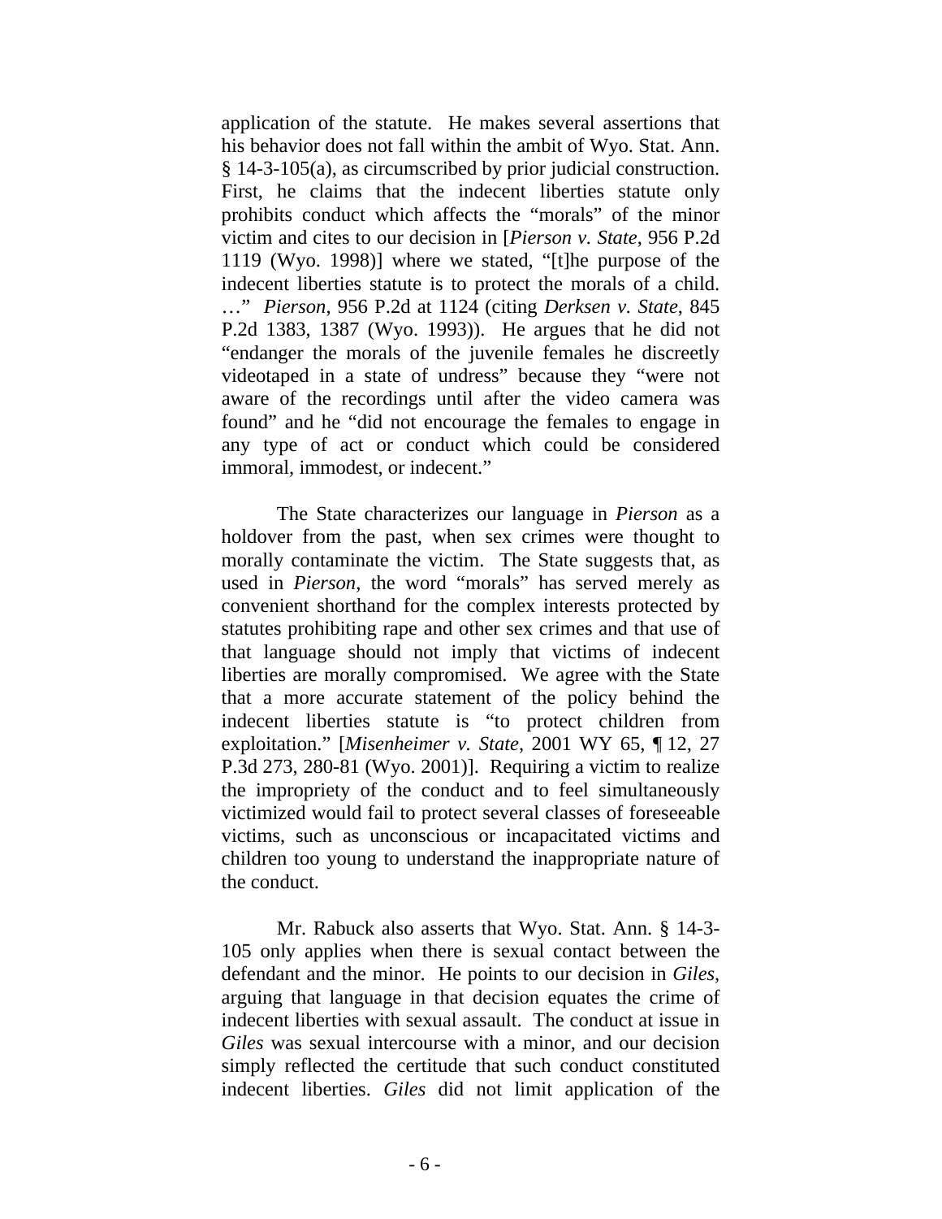application of the statute. He makes several assertions that his behavior does not fall within the ambit of Wyo. Stat. Ann. § 14-3-105(a), as circumscribed by prior judicial construction. First, he claims that the indecent liberties statute only prohibits conduct which affects the "morals" of the minor victim and cites to our decision in [*Pierson v. State*, 956 P.2d 1119 (Wyo. 1998)] where we stated, "[t]he purpose of the indecent liberties statute is to protect the morals of a child. …" *Pierson*, 956 P.2d at 1124 (citing *Derksen v. State*, 845 P.2d 1383, 1387 (Wyo. 1993)). He argues that he did not "endanger the morals of the juvenile females he discreetly videotaped in a state of undress" because they "were not aware of the recordings until after the video camera was found" and he "did not encourage the females to engage in any type of act or conduct which could be considered immoral, immodest, or indecent."

The State characterizes our language in *Pierson* as a holdover from the past, when sex crimes were thought to morally contaminate the victim. The State suggests that, as used in *Pierson*, the word "morals" has served merely as convenient shorthand for the complex interests protected by statutes prohibiting rape and other sex crimes and that use of that language should not imply that victims of indecent liberties are morally compromised. We agree with the State that a more accurate statement of the policy behind the indecent liberties statute is "to protect children from exploitation." [*Misenheimer v. State*, 2001 WY 65, ¶ 12, 27 P.3d 273, 280-81 (Wyo. 2001)]. Requiring a victim to realize the impropriety of the conduct and to feel simultaneously victimized would fail to protect several classes of foreseeable victims, such as unconscious or incapacitated victims and children too young to understand the inappropriate nature of the conduct.

Mr. Rabuck also asserts that Wyo. Stat. Ann. § 14-3-105 only applies when there is sexual contact between the defendant and the minor. He points to our decision in *Giles*, arguing that language in that decision equates the crime of indecent liberties with sexual assault. The conduct at issue in *Giles* was sexual intercourse with a minor, and our decision simply reflected the certitude that such conduct constituted indecent liberties. *Giles* did not limit application of the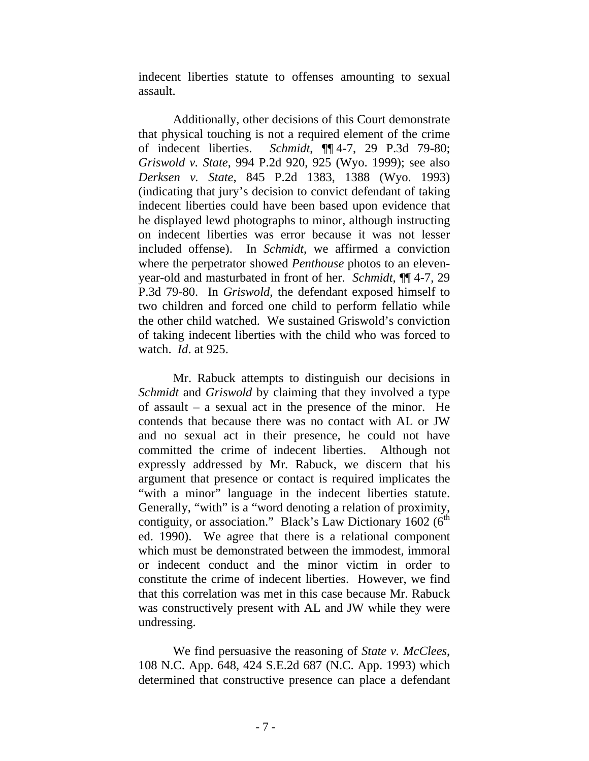indecent liberties statute to offenses amounting to sexual assault.

Additionally, other decisions of this Court demonstrate that physical touching is not a required element of the crime of indecent liberties. *Schmidt*, ¶¶ 4-7, 29 P.3d 79-80; *Griswold v. State*, 994 P.2d 920, 925 (Wyo. 1999); see also *Derksen v. State*, 845 P.2d 1383, 1388 (Wyo. 1993) (indicating that jury's decision to convict defendant of taking indecent liberties could have been based upon evidence that he displayed lewd photographs to minor, although instructing on indecent liberties was error because it was not lesser included offense). In *Schmidt*, we affirmed a conviction where the perpetrator showed *Penthouse* photos to an eleven-year-old and masturbated in front of her. *Schmidt*, ¶¶ 4-7, 29 P.3d 79-80. In *Griswold*, the defendant exposed himself to two children and forced one child to perform fellatio while the other child watched. We sustained Griswold's conviction of taking indecent liberties with the child who was forced to watch. *Id*. at 925.

Mr. Rabuck attempts to distinguish our decisions in *Schmidt* and *Griswold* by claiming that they involved a type of assault – a sexual act in the presence of the minor. He contends that because there was no contact with AL or JW and no sexual act in their presence, he could not have committed the crime of indecent liberties. Although not expressly addressed by Mr. Rabuck, we discern that his argument that presence or contact is required implicates the "with a minor" language in the indecent liberties statute. Generally, "with" is a "word denoting a relation of proximity, contiguity, or association." Black's Law Dictionary 1602 (6th ed. 1990). We agree that there is a relational component which must be demonstrated between the immodest, immoral or indecent conduct and the minor victim in order to constitute the crime of indecent liberties. However, we find that this correlation was met in this case because Mr. Rabuck was constructively present with AL and JW while they were undressing.

We find persuasive the reasoning of *State v. McClees*, 108 N.C. App. 648, 424 S.E.2d 687 (N.C. App. 1993) which determined that constructive presence can place a defendant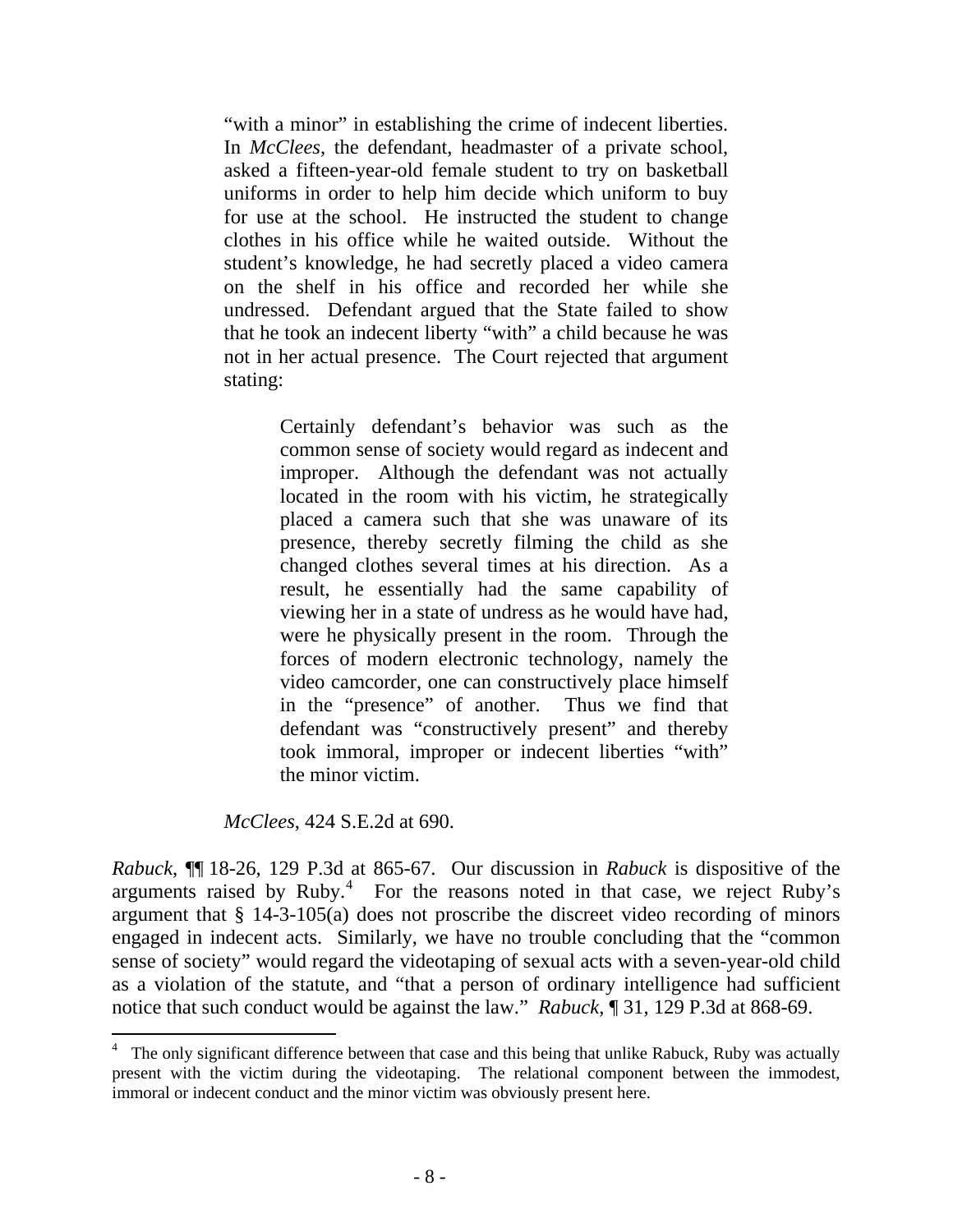> "with a minor" in establishing the crime of indecent liberties. In *McClees*, the defendant, headmaster of a private school, asked a fifteen-year-old female student to try on basketball uniforms in order to help him decide which uniform to buy for use at the school. He instructed the student to change clothes in his office while he waited outside. Without the student's knowledge, he had secretly placed a video camera on the shelf in his office and recorded her while she undressed. Defendant argued that the State failed to show that he took an indecent liberty "with" a child because he was not in her actual presence. The Court rejected that argument stating:
>
> > Certainly defendant's behavior was such as the common sense of society would regard as indecent and improper. Although the defendant was not actually located in the room with his victim, he strategically placed a camera such that she was unaware of its presence, thereby secretly filming the child as she changed clothes several times at his direction. As a result, he essentially had the same capability of viewing her in a state of undress as he would have had, were he physically present in the room. Through the forces of modern electronic technology, namely the video camcorder, one can constructively place himself in the "presence" of another. Thus we find that defendant was "constructively present" and thereby took immoral, improper or indecent liberties "with" the minor victim.
>
> *McClees*, 424 S.E.2d at 690.

*Rabuck*, ¶¶ 18-26, 129 P.3d at 865-67. Our discussion in *Rabuck* is dispositive of the arguments raised by Ruby.[4] For the reasons noted in that case, we reject Ruby's argument that § 14-3-105(a) does not proscribe the discreet video recording of minors engaged in indecent acts. Similarly, we have no trouble concluding that the "common sense of society" would regard the videotaping of sexual acts with a seven-year-old child as a violation of the statute, and "that a person of ordinary intelligence had sufficient notice that such conduct would be against the law." *Rabuck*, ¶ 31, 129 P.3d at 868-69.

---

[4] The only significant difference between that case and this being that unlike Rabuck, Ruby was actually present with the victim during the videotaping. The relational component between the immodest, immoral or indecent conduct and the minor victim was obviously present here.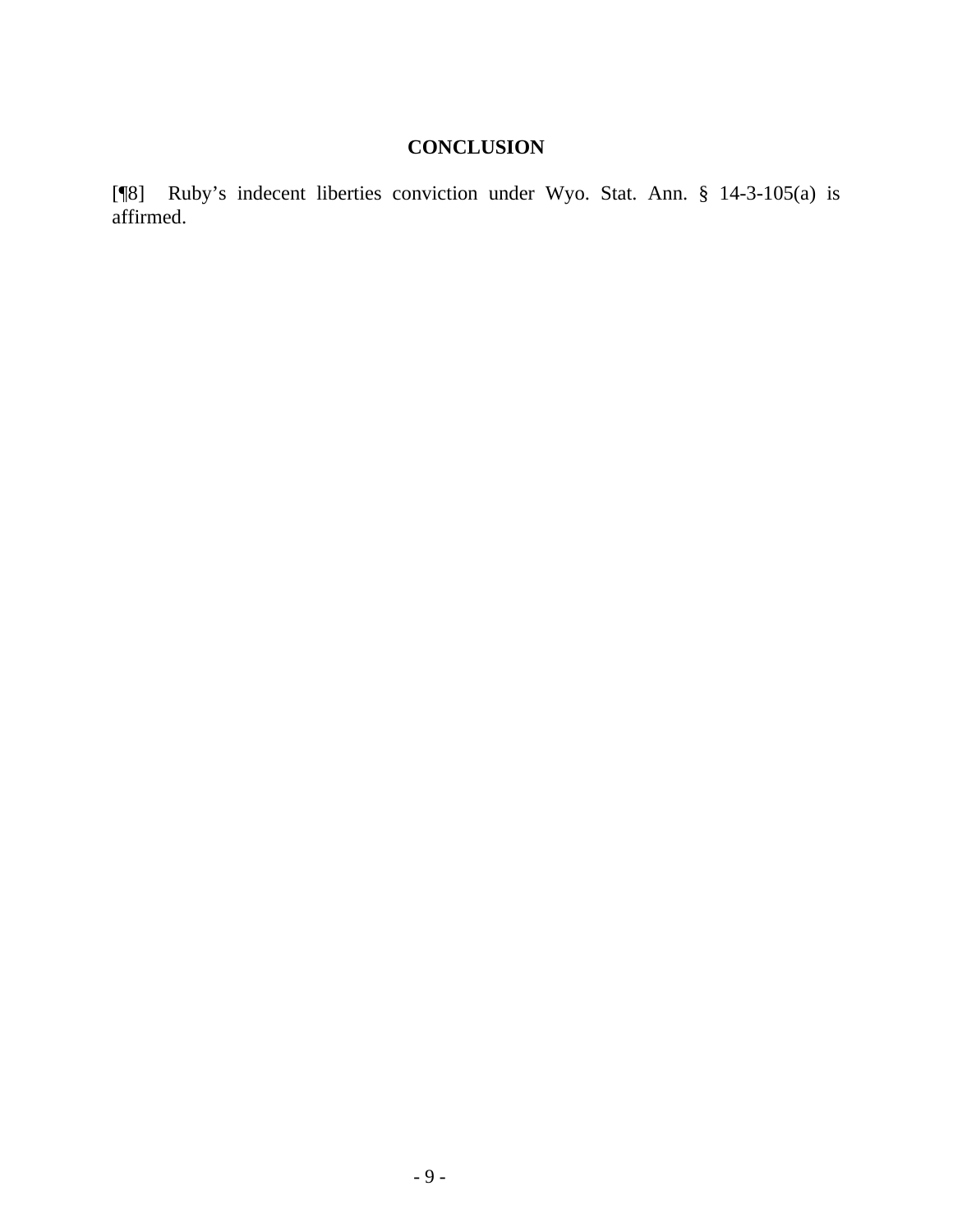## CONCLUSION

[¶8] Ruby's indecent liberties conviction under Wyo. Stat. Ann. § 14-3-105(a) is affirmed.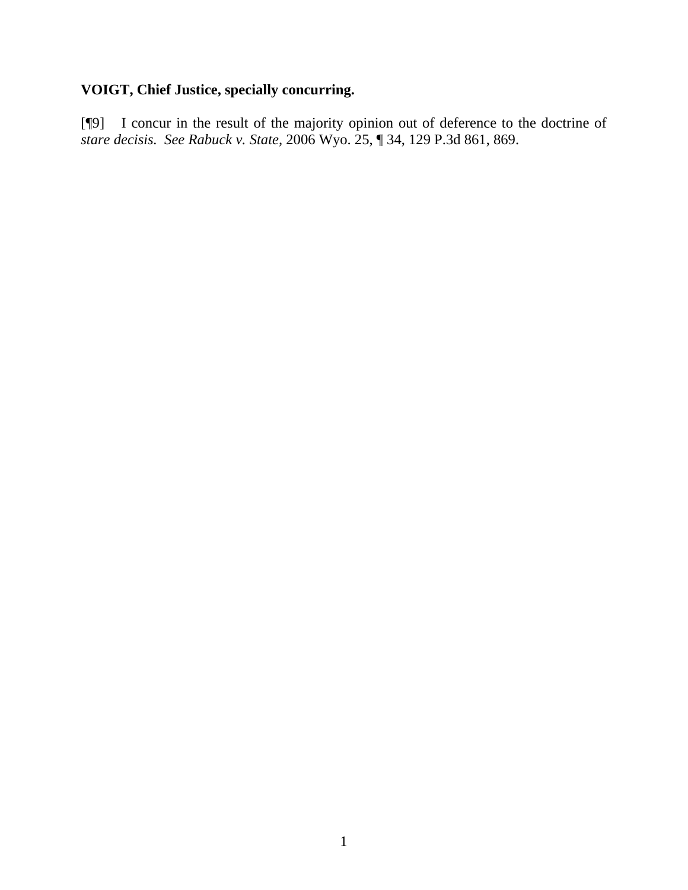**VOIGT, Chief Justice, specially concurring.**

[¶9] I concur in the result of the majority opinion out of deference to the doctrine of *stare decisis*. *See Rabuck v. State*, 2006 Wyo. 25, ¶ 34, 129 P.3d 861, 869.